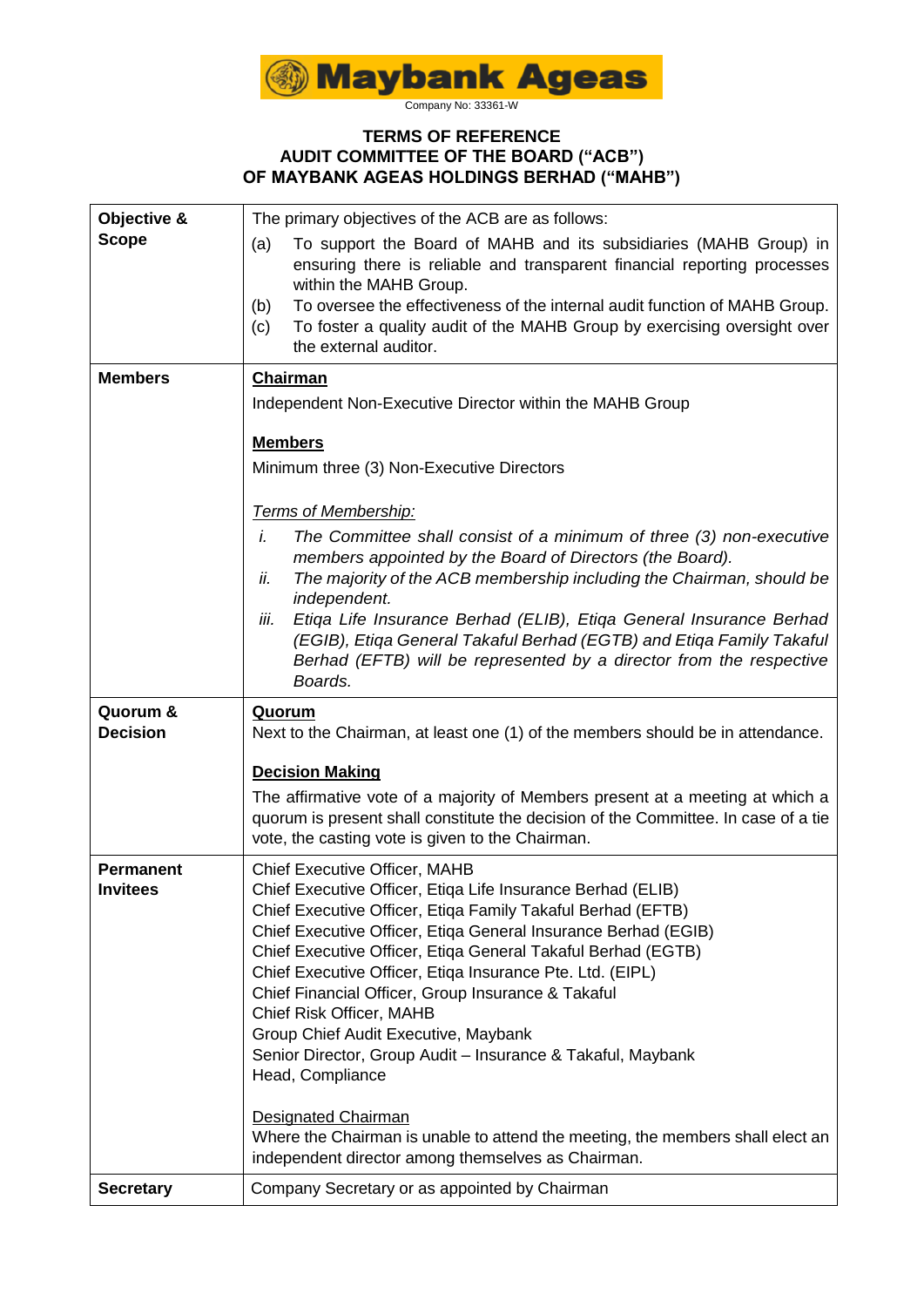Maybank Ageas

Company No: 33361-W

# TERMS OF REFERENCE
# AUDIT COMMITTEE OF THE BOARD ("ACB")
# OF MAYBANK AGEAS HOLDINGS BERHAD ("MAHB")

| | |
|---|---|
| **Objective & Scope** | The primary objectives of the ACB are as follows:<br>(a) To support the Board of MAHB and its subsidiaries (MAHB Group) in ensuring there is reliable and transparent financial reporting processes within the MAHB Group.<br>(b) To oversee the effectiveness of the internal audit function of MAHB Group.<br>(c) To foster a quality audit of the MAHB Group by exercising oversight over the external auditor. |
| **Members** | **<u>Chairman</u>**<br>Independent Non-Executive Director within the MAHB Group<br><br>**<u>Members</u>**<br>Minimum three (3) Non-Executive Directors<br><br>*<u>Terms of Membership:</u>*<br>*i. The Committee shall consist of a minimum of three (3) non-executive members appointed by the Board of Directors (the Board).*<br>*ii. The majority of the ACB membership including the Chairman, should be independent.*<br>*iii. Etiqa Life Insurance Berhad (ELIB), Etiqa General Insurance Berhad (EGIB), Etiqa General Takaful Berhad (EGTB) and Etiqa Family Takaful Berhad (EFTB) will be represented by a director from the respective Boards.* |
| **Quorum & Decision** | **<u>Quorum</u>**<br>Next to the Chairman, at least one (1) of the members should be in attendance.<br><br>**<u>Decision Making</u>**<br>The affirmative vote of a majority of Members present at a meeting at which a quorum is present shall constitute the decision of the Committee. In case of a tie vote, the casting vote is given to the Chairman. |
| **Permanent Invitees** | Chief Executive Officer, MAHB<br>Chief Executive Officer, Etiqa Life Insurance Berhad (ELIB)<br>Chief Executive Officer, Etiqa Family Takaful Berhad (EFTB)<br>Chief Executive Officer, Etiqa General Insurance Berhad (EGIB)<br>Chief Executive Officer, Etiqa General Takaful Berhad (EGTB)<br>Chief Executive Officer, Etiqa Insurance Pte. Ltd. (EIPL)<br>Chief Financial Officer, Group Insurance & Takaful<br>Chief Risk Officer, MAHB<br>Group Chief Audit Executive, Maybank<br>Senior Director, Group Audit – Insurance & Takaful, Maybank<br>Head, Compliance<br><br><u>Designated Chairman</u><br>Where the Chairman is unable to attend the meeting, the members shall elect an independent director among themselves as Chairman. |
| **Secretary** | Company Secretary or as appointed by Chairman |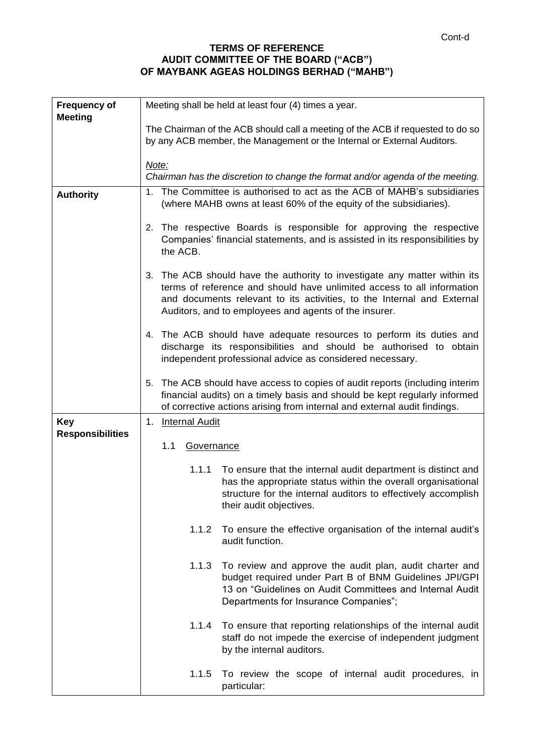**TERMS OF REFERENCE**
**AUDIT COMMITTEE OF THE BOARD ("ACB")**
**OF MAYBANK AGEAS HOLDINGS BERHAD ("MAHB")**

| | |
|---|---|
| **Frequency of Meeting** | Meeting shall be held at least four (4) times a year.<br><br>The Chairman of the ACB should call a meeting of the ACB if requested to do so by any ACB member, the Management or the Internal or External Auditors.<br><br>*Note:*<br>*Chairman has the discretion to change the format and/or agenda of the meeting.* |
| **Authority** | 1. The Committee is authorised to act as the ACB of MAHB's subsidiaries (where MAHB owns at least 60% of the equity of the subsidiaries).<br><br>2. The respective Boards is responsible for approving the respective Companies' financial statements, and is assisted in its responsibilities by the ACB.<br><br>3. The ACB should have the authority to investigate any matter within its terms of reference and should have unlimited access to all information and documents relevant to its activities, to the Internal and External Auditors, and to employees and agents of the insurer.<br><br>4. The ACB should have adequate resources to perform its duties and discharge its responsibilities and should be authorised to obtain independent professional advice as considered necessary.<br><br>5. The ACB should have access to copies of audit reports (including interim financial audits) on a timely basis and should be kept regularly informed of corrective actions arising from internal and external audit findings. |
| **Key Responsibilities** | 1. Internal Audit<br><br>1.1 Governance<br><br>1.1.1 To ensure that the internal audit department is distinct and has the appropriate status within the overall organisational structure for the internal auditors to effectively accomplish their audit objectives.<br><br>1.1.2 To ensure the effective organisation of the internal audit's audit function.<br><br>1.1.3 To review and approve the audit plan, audit charter and budget required under Part B of BNM Guidelines JPI/GPI 13 on "Guidelines on Audit Committees and Internal Audit Departments for Insurance Companies";<br><br>1.1.4 To ensure that reporting relationships of the internal audit staff do not impede the exercise of independent judgment by the internal auditors.<br><br>1.1.5 To review the scope of internal audit procedures, in particular: |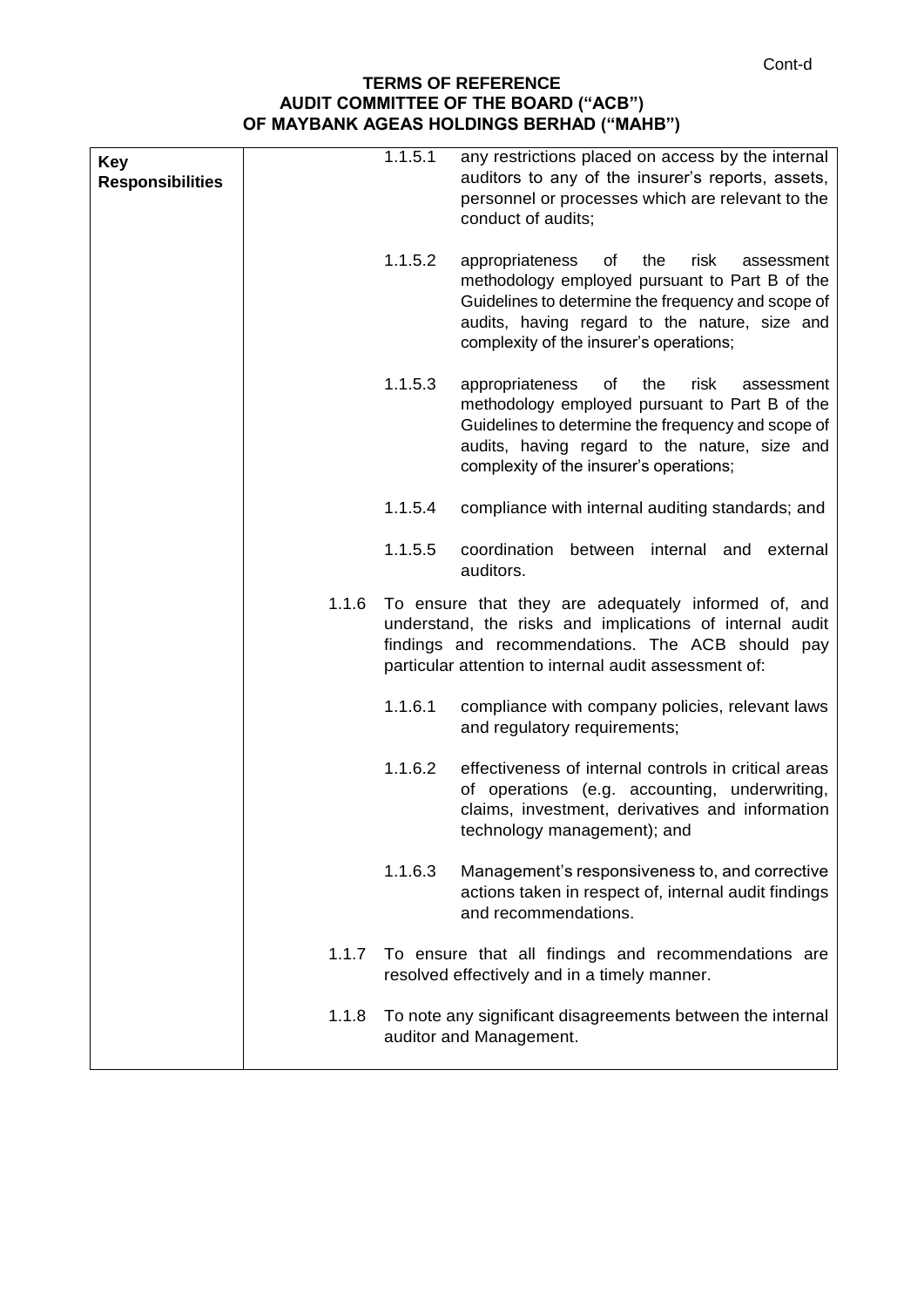Cont-d

**TERMS OF REFERENCE**
**AUDIT COMMITTEE OF THE BOARD ("ACB")**
**OF MAYBANK AGEAS HOLDINGS BERHAD ("MAHB")**

| **Key Responsibilities** | |
|---|---|
| | 1.1.5.1 any restrictions placed on access by the internal auditors to any of the insurer's reports, assets, personnel or processes which are relevant to the conduct of audits; |
| | 1.1.5.2 appropriateness of the risk assessment methodology employed pursuant to Part B of the Guidelines to determine the frequency and scope of audits, having regard to the nature, size and complexity of the insurer's operations; |
| | 1.1.5.3 appropriateness of the risk assessment methodology employed pursuant to Part B of the Guidelines to determine the frequency and scope of audits, having regard to the nature, size and complexity of the insurer's operations; |
| | 1.1.5.4 compliance with internal auditing standards; and |
| | 1.1.5.5 coordination between internal and external auditors. |
| | 1.1.6 To ensure that they are adequately informed of, and understand, the risks and implications of internal audit findings and recommendations. The ACB should pay particular attention to internal audit assessment of: |
| | 1.1.6.1 compliance with company policies, relevant laws and regulatory requirements; |
| | 1.1.6.2 effectiveness of internal controls in critical areas of operations (e.g. accounting, underwriting, claims, investment, derivatives and information technology management); and |
| | 1.1.6.3 Management's responsiveness to, and corrective actions taken in respect of, internal audit findings and recommendations. |
| | 1.1.7 To ensure that all findings and recommendations are resolved effectively and in a timely manner. |
| | 1.1.8 To note any significant disagreements between the internal auditor and Management. |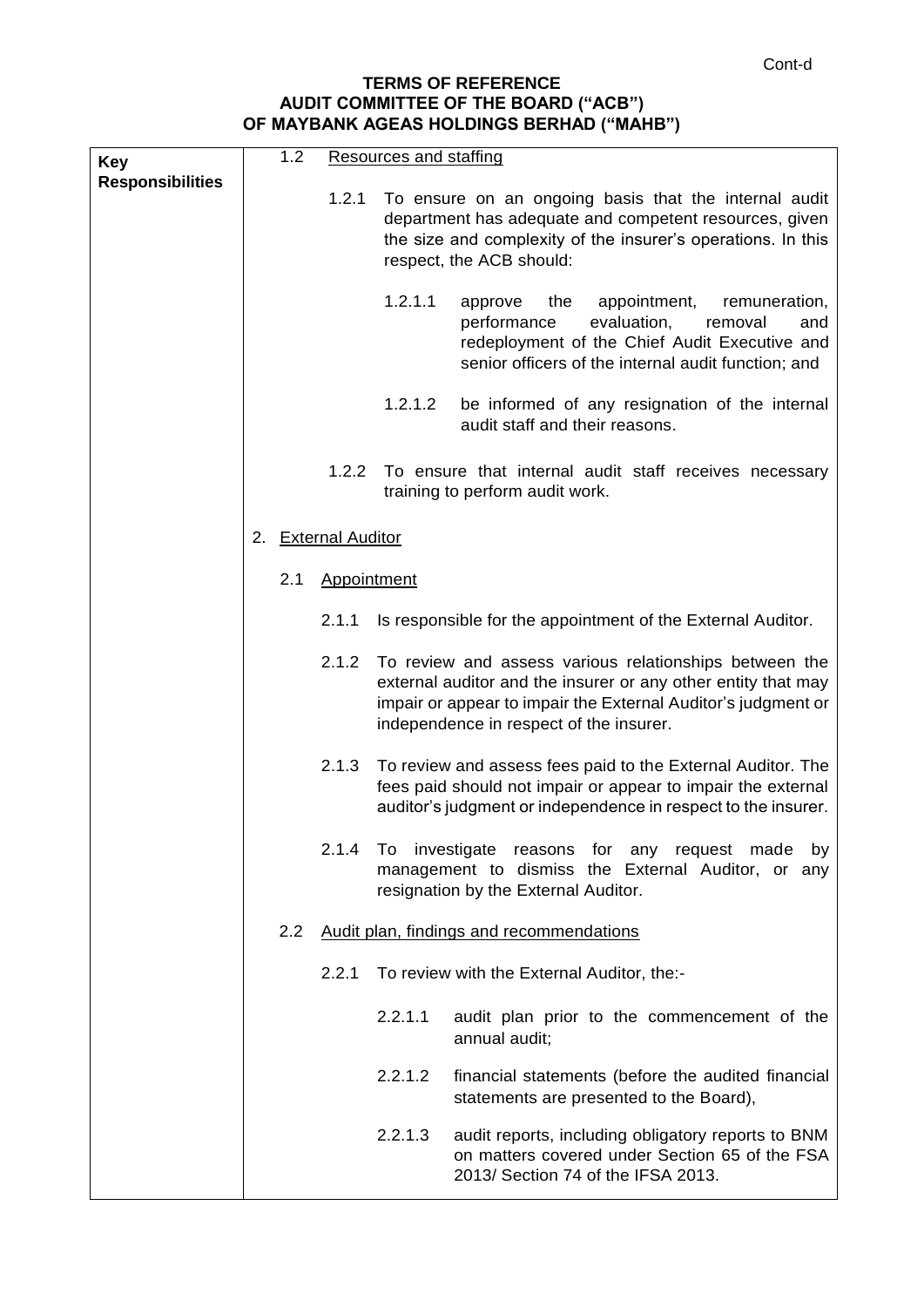Cont-d

**TERMS OF REFERENCE**
**AUDIT COMMITTEE OF THE BOARD ("ACB")**
**OF MAYBANK AGEAS HOLDINGS BERHAD ("MAHB")**

| **Key Responsibilities** | 1.2 Resources and staffing<br><br>1.2.1 To ensure on an ongoing basis that the internal audit department has adequate and competent resources, given the size and complexity of the insurer's operations. In this respect, the ACB should:<br><br>1.2.1.1 approve the appointment, remuneration, performance evaluation, removal and redeployment of the Chief Audit Executive and senior officers of the internal audit function; and<br><br>1.2.1.2 be informed of any resignation of the internal audit staff and their reasons.<br><br>1.2.2 To ensure that internal audit staff receives necessary training to perform audit work.<br><br>2. External Auditor<br><br>2.1 Appointment<br><br>2.1.1 Is responsible for the appointment of the External Auditor.<br><br>2.1.2 To review and assess various relationships between the external auditor and the insurer or any other entity that may impair or appear to impair the External Auditor's judgment or independence in respect of the insurer.<br><br>2.1.3 To review and assess fees paid to the External Auditor. The fees paid should not impair or appear to impair the external auditor's judgment or independence in respect to the insurer.<br><br>2.1.4 To investigate reasons for any request made by management to dismiss the External Auditor, or any resignation by the External Auditor.<br><br>2.2 Audit plan, findings and recommendations<br><br>2.2.1 To review with the External Auditor, the:-<br><br>2.2.1.1 audit plan prior to the commencement of the annual audit;<br><br>2.2.1.2 financial statements (before the audited financial statements are presented to the Board),<br><br>2.2.1.3 audit reports, including obligatory reports to BNM on matters covered under Section 65 of the FSA 2013/ Section 74 of the IFSA 2013. |
|---|---|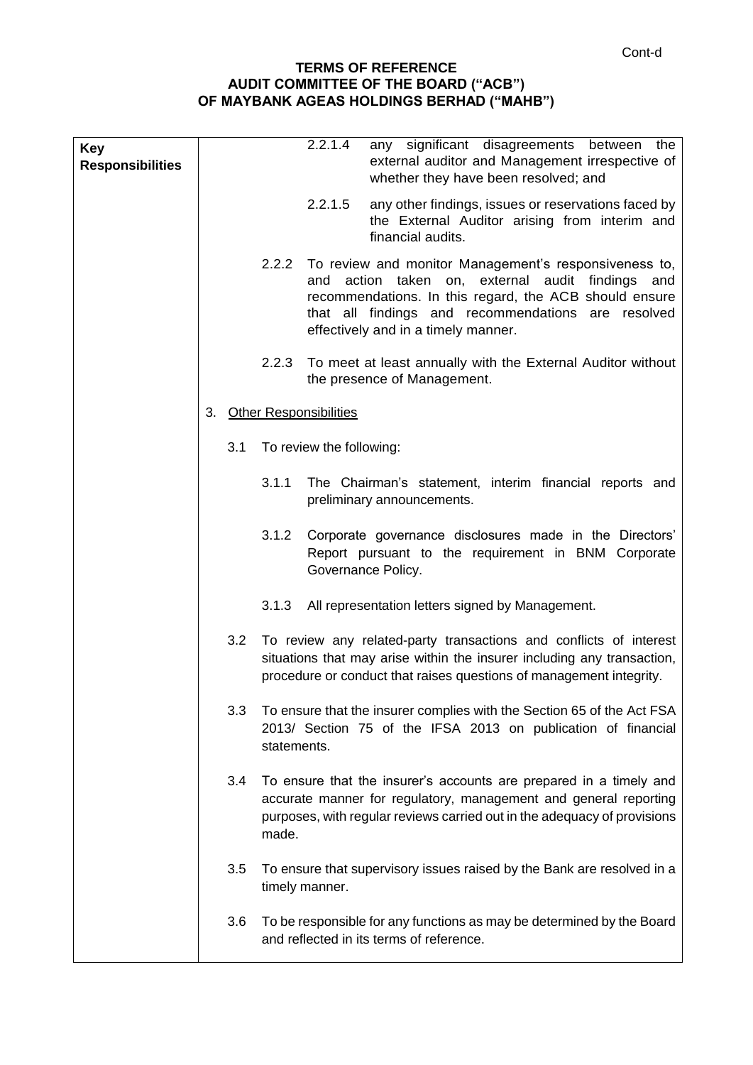Cont-d

**TERMS OF REFERENCE**
**AUDIT COMMITTEE OF THE BOARD ("ACB")**
**OF MAYBANK AGEAS HOLDINGS BERHAD ("MAHB")**

| **Key Responsibilities** | |
|---|---|
| | 2.2.1.4 any significant disagreements between the external auditor and Management irrespective of whether they have been resolved; and<br><br>2.2.1.5 any other findings, issues or reservations faced by the External Auditor arising from interim and financial audits.<br><br>2.2.2 To review and monitor Management's responsiveness to, and action taken on, external audit findings and recommendations. In this regard, the ACB should ensure that all findings and recommendations are resolved effectively and in a timely manner.<br><br>2.2.3 To meet at least annually with the External Auditor without the presence of Management.<br><br>3. <u>Other Responsibilities</u><br><br>3.1 To review the following:<br><br>3.1.1 The Chairman's statement, interim financial reports and preliminary announcements.<br><br>3.1.2 Corporate governance disclosures made in the Directors' Report pursuant to the requirement in BNM Corporate Governance Policy.<br><br>3.1.3 All representation letters signed by Management.<br><br>3.2 To review any related-party transactions and conflicts of interest situations that may arise within the insurer including any transaction, procedure or conduct that raises questions of management integrity.<br><br>3.3 To ensure that the insurer complies with the Section 65 of the Act FSA 2013/ Section 75 of the IFSA 2013 on publication of financial statements.<br><br>3.4 To ensure that the insurer's accounts are prepared in a timely and accurate manner for regulatory, management and general reporting purposes, with regular reviews carried out in the adequacy of provisions made.<br><br>3.5 To ensure that supervisory issues raised by the Bank are resolved in a timely manner.<br><br>3.6 To be responsible for any functions as may be determined by the Board and reflected in its terms of reference. |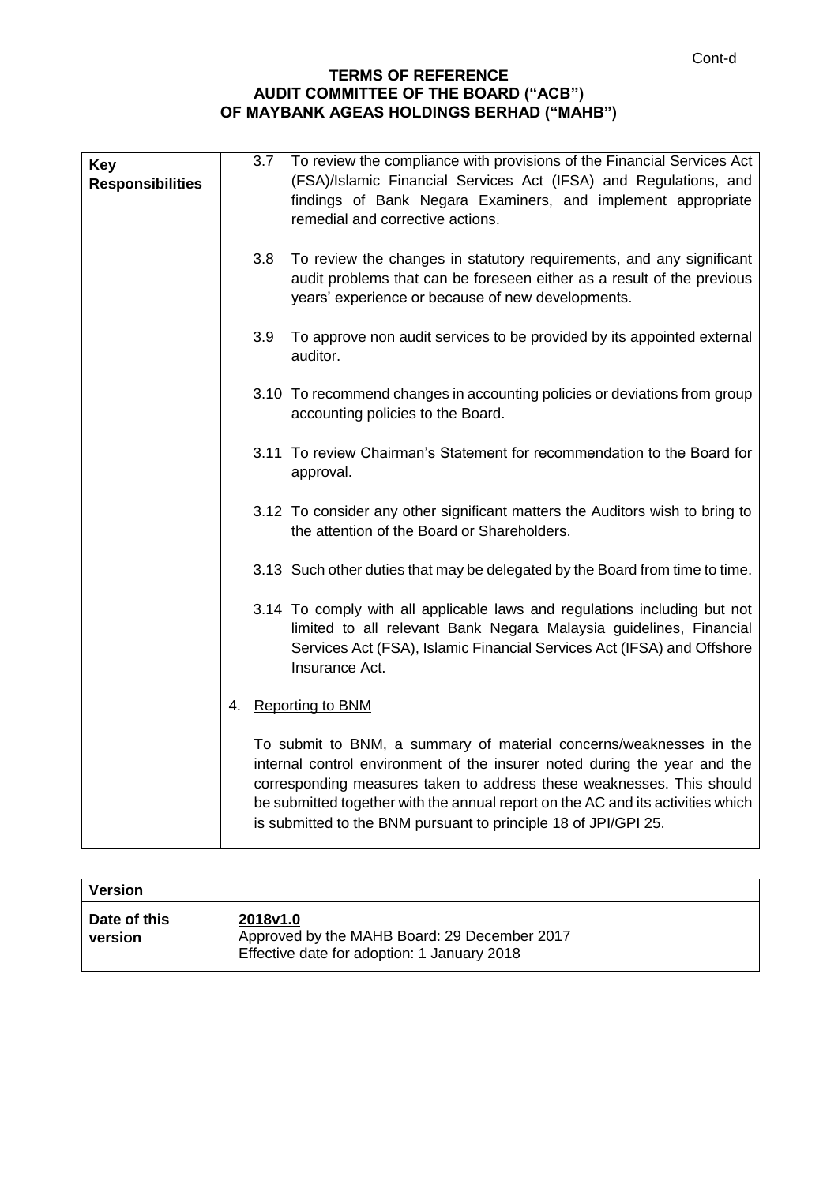Cont-d

**TERMS OF REFERENCE**
**AUDIT COMMITTEE OF THE BOARD ("ACB")**
**OF MAYBANK AGEAS HOLDINGS BERHAD ("MAHB")**

| | |
|---|---|
| **Key Responsibilities** | 3.7 To review the compliance with provisions of the Financial Services Act (FSA)/Islamic Financial Services Act (IFSA) and Regulations, and findings of Bank Negara Examiners, and implement appropriate remedial and corrective actions.<br><br>3.8 To review the changes in statutory requirements, and any significant audit problems that can be foreseen either as a result of the previous years' experience or because of new developments.<br><br>3.9 To approve non audit services to be provided by its appointed external auditor.<br><br>3.10 To recommend changes in accounting policies or deviations from group accounting policies to the Board.<br><br>3.11 To review Chairman's Statement for recommendation to the Board for approval.<br><br>3.12 To consider any other significant matters the Auditors wish to bring to the attention of the Board or Shareholders.<br><br>3.13 Such other duties that may be delegated by the Board from time to time.<br><br>3.14 To comply with all applicable laws and regulations including but not limited to all relevant Bank Negara Malaysia guidelines, Financial Services Act (FSA), Islamic Financial Services Act (IFSA) and Offshore Insurance Act.<br><br>4. <u>Reporting to BNM</u><br><br>To submit to BNM, a summary of material concerns/weaknesses in the internal control environment of the insurer noted during the year and the corresponding measures taken to address these weaknesses. This should be submitted together with the annual report on the AC and its activities which is submitted to the BNM pursuant to principle 18 of JPI/GPI 25. |

| **Version** | |
|---|---|
| **Date of this version** | **<u>2018v1.0</u>**<br>Approved by the MAHB Board: 29 December 2017<br>Effective date for adoption: 1 January 2018 |